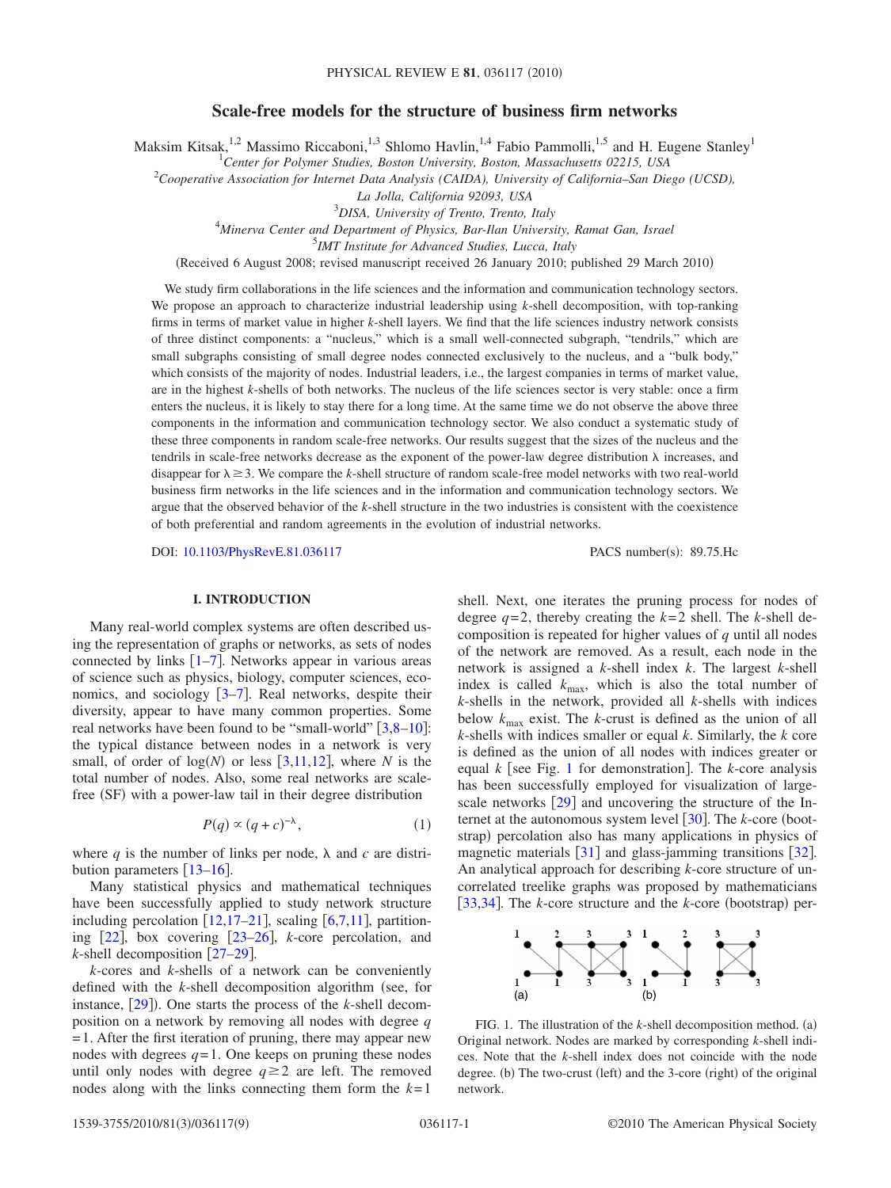# Scale-free models for the structure of business firm networks

Maksim Kitsak,[1,2] Massimo Riccaboni,[1,3] Shlomo Havlin,[1,4] Fabio Pammolli,[1,5] and H. Eugene Stanley[1]

[1]*Center for Polymer Studies, Boston University, Boston, Massachusetts 02215, USA*

[2]*Cooperative Association for Internet Data Analysis (CAIDA), University of California–San Diego (UCSD), La Jolla, California 92093, USA*

[3]*DISA, University of Trento, Trento, Italy*

[4]*Minerva Center and Department of Physics, Bar-Ilan University, Ramat Gan, Israel*

[5]*IMT Institute for Advanced Studies, Lucca, Italy*

(Received 6 August 2008; revised manuscript received 26 January 2010; published 29 March 2010)

We study firm collaborations in the life sciences and the information and communication technology sectors. We propose an approach to characterize industrial leadership using $k$-shell decomposition, with top-ranking firms in terms of market value in higher $k$-shell layers. We find that the life sciences industry network consists of three distinct components: a "nucleus," which is a small well-connected subgraph, "tendrils," which are small subgraphs consisting of small degree nodes connected exclusively to the nucleus, and a "bulk body," which consists of the majority of nodes. Industrial leaders, i.e., the largest companies in terms of market value, are in the highest $k$-shells of both networks. The nucleus of the life sciences sector is very stable: once a firm enters the nucleus, it is likely to stay there for a long time. At the same time we do not observe the above three components in the information and communication technology sector. We also conduct a systematic study of these three components in random scale-free networks. Our results suggest that the sizes of the nucleus and the tendrils in scale-free networks decrease as the exponent of the power-law degree distribution $\lambda$ increases, and disappear for $\lambda \geq 3$. We compare the $k$-shell structure of random scale-free model networks with two real-world business firm networks in the life sciences and in the information and communication technology sectors. We argue that the observed behavior of the $k$-shell structure in the two industries is consistent with the coexistence of both preferential and random agreements in the evolution of industrial networks.

DOI: 10.1103/PhysRevE.81.036117 PACS number(s): 89.75.Hc

## I. INTRODUCTION

Many real-world complex systems are often described using the representation of graphs or networks, as sets of nodes connected by links [1–7]. Networks appear in various areas of science such as physics, biology, computer sciences, economics, and sociology [3–7]. Real networks, despite their diversity, appear to have many common properties. Some real networks have been found to be "small-world" [3,8–10]: the typical distance between nodes in a network is very small, of order of $\log(N)$ or less [3,11,12], where $N$ is the total number of nodes. Also, some real networks are scale-free (SF) with a power-law tail in their degree distribution

$$P(q) \propto (q+c)^{-\lambda}, \tag{1}$$

where $q$ is the number of links per node, $\lambda$ and $c$ are distribution parameters [13–16].

Many statistical physics and mathematical techniques have been successfully applied to study network structure including percolation [12,17–21], scaling [6,7,11], partitioning [22], box covering [23–26], $k$-core percolation, and $k$-shell decomposition [27–29].

$k$-cores and $k$-shells of a network can be conveniently defined with the $k$-shell decomposition algorithm (see, for instance, [29]). One starts the process of the $k$-shell decomposition on a network by removing all nodes with degree $q=1$. After the first iteration of pruning, there may appear new nodes with degrees $q=1$. One keeps on pruning these nodes until only nodes with degree $q \geq 2$ are left. The removed nodes along with the links connecting them form the $k=1$ shell. Next, one iterates the pruning process for nodes of degree $q=2$, thereby creating the $k=2$ shell. The $k$-shell decomposition is repeated for higher values of $q$ until all nodes of the network are removed. As a result, each node in the network is assigned a $k$-shell index $k$. The largest $k$-shell index is called $k_{\max}$, which is also the total number of $k$-shells in the network, provided all $k$-shells with indices below $k_{\max}$ exist. The $k$-crust is defined as the union of all $k$-shells with indices smaller or equal $k$. Similarly, the $k$ core is defined as the union of all nodes with indices greater or equal $k$ [see Fig. 1 for demonstration]. The $k$-core analysis has been successfully employed for visualization of large-scale networks [29] and uncovering the structure of the Internet at the autonomous system level [30]. The $k$-core (bootstrap) percolation also has many applications in physics of magnetic materials [31] and glass-jamming transitions [32]. An analytical approach for describing $k$-core structure of uncorrelated treelike graphs was proposed by mathematicians [33,34]. The $k$-core structure and the $k$-core (bootstrap) per-

FIG. 1. The illustration of the $k$-shell decomposition method. (a) Original network. Nodes are marked by corresponding $k$-shell indices. Note that the $k$-shell index does not coincide with the node degree. (b) The two-crust (left) and the 3-core (right) of the original network.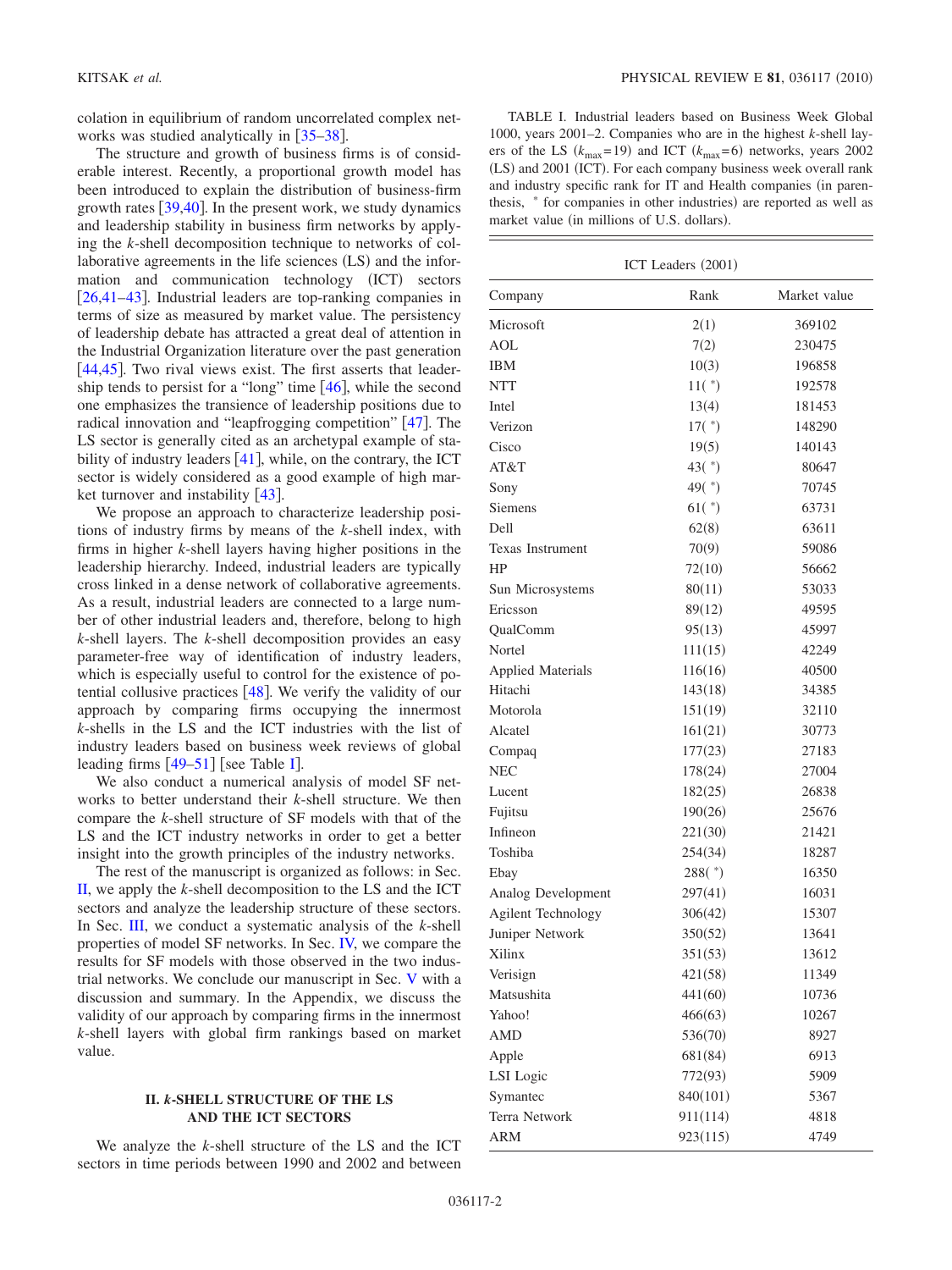colation in equilibrium of random uncorrelated complex networks was studied analytically in [35–38].

The structure and growth of business firms is of considerable interest. Recently, a proportional growth model has been introduced to explain the distribution of business-firm growth rates [39,40]. In the present work, we study dynamics and leadership stability in business firm networks by applying the $k$-shell decomposition technique to networks of collaborative agreements in the life sciences (LS) and the information and communication technology (ICT) sectors [26,41–43]. Industrial leaders are top-ranking companies in terms of size as measured by market value. The persistency of leadership debate has attracted a great deal of attention in the Industrial Organization literature over the past generation [44,45]. Two rival views exist. The first asserts that leadership tends to persist for a "long" time [46], while the second one emphasizes the transience of leadership positions due to radical innovation and "leapfrogging competition" [47]. The LS sector is generally cited as an archetypal example of stability of industry leaders [41], while, on the contrary, the ICT sector is widely considered as a good example of high market turnover and instability [43].

We propose an approach to characterize leadership positions of industry firms by means of the $k$-shell index, with firms in higher $k$-shell layers having higher positions in the leadership hierarchy. Indeed, industrial leaders are typically cross linked in a dense network of collaborative agreements. As a result, industrial leaders are connected to a large number of other industrial leaders and, therefore, belong to high $k$-shell layers. The $k$-shell decomposition provides an easy parameter-free way of identification of industry leaders, which is especially useful to control for the existence of potential collusive practices [48]. We verify the validity of our approach by comparing firms occupying the innermost $k$-shells in the LS and the ICT industries with the list of industry leaders based on business week reviews of global leading firms [49–51] [see Table I].

We also conduct a numerical analysis of model SF networks to better understand their $k$-shell structure. We then compare the $k$-shell structure of SF models with that of the LS and the ICT industry networks in order to get a better insight into the growth principles of the industry networks.

The rest of the manuscript is organized as follows: in Sec. II, we apply the $k$-shell decomposition to the LS and the ICT sectors and analyze the leadership structure of these sectors. In Sec. III, we conduct a systematic analysis of the $k$-shell properties of model SF networks. In Sec. IV, we compare the results for SF models with those observed in the two industrial networks. We conclude our manuscript in Sec. V with a discussion and summary. In the Appendix, we discuss the validity of our approach by comparing firms in the innermost $k$-shell layers with global firm rankings based on market value.

## II. $k$-SHELL STRUCTURE OF THE LS AND THE ICT SECTORS

We analyze the $k$-shell structure of the LS and the ICT sectors in time periods between 1990 and 2002 and between

TABLE I. Industrial leaders based on Business Week Global 1000, years 2001–2. Companies who are in the highest $k$-shell layers of the LS ($k_{\max}=19$) and ICT ($k_{\max}=6$) networks, years 2002 (LS) and 2001 (ICT). For each company business week overall rank and industry specific rank for IT and Health companies (in parenthesis, * for companies in other industries) are reported as well as market value (in millions of U.S. dollars).

| ICT Leaders (2001) | | |
|---|---|---|
| Company | Rank | Market value |
| Microsoft | 2(1) | 369102 |
| AOL | 7(2) | 230475 |
| IBM | 10(3) | 196858 |
| NTT | 11(*) | 192578 |
| Intel | 13(4) | 181453 |
| Verizon | 17(*) | 148290 |
| Cisco | 19(5) | 140143 |
| AT&T | 43(*) | 80647 |
| Sony | 49(*) | 70745 |
| Siemens | 61(*) | 63731 |
| Dell | 62(8) | 63611 |
| Texas Instrument | 70(9) | 59086 |
| HP | 72(10) | 56662 |
| Sun Microsystems | 80(11) | 53033 |
| Ericsson | 89(12) | 49595 |
| QualComm | 95(13) | 45997 |
| Nortel | 111(15) | 42249 |
| Applied Materials | 116(16) | 40500 |
| Hitachi | 143(18) | 34385 |
| Motorola | 151(19) | 32110 |
| Alcatel | 161(21) | 30773 |
| Compaq | 177(23) | 27183 |
| NEC | 178(24) | 27004 |
| Lucent | 182(25) | 26838 |
| Fujitsu | 190(26) | 25676 |
| Infineon | 221(30) | 21421 |
| Toshiba | 254(34) | 18287 |
| Ebay | 288(*) | 16350 |
| Analog Development | 297(41) | 16031 |
| Agilent Technology | 306(42) | 15307 |
| Juniper Network | 350(52) | 13641 |
| Xilinx | 351(53) | 13612 |
| Verisign | 421(58) | 11349 |
| Matsushita | 441(60) | 10736 |
| Yahoo! | 466(63) | 10267 |
| AMD | 536(70) | 8927 |
| Apple | 681(84) | 6913 |
| LSI Logic | 772(93) | 5909 |
| Symantec | 840(101) | 5367 |
| Terra Network | 911(114) | 4818 |
| ARM | 923(115) | 4749 |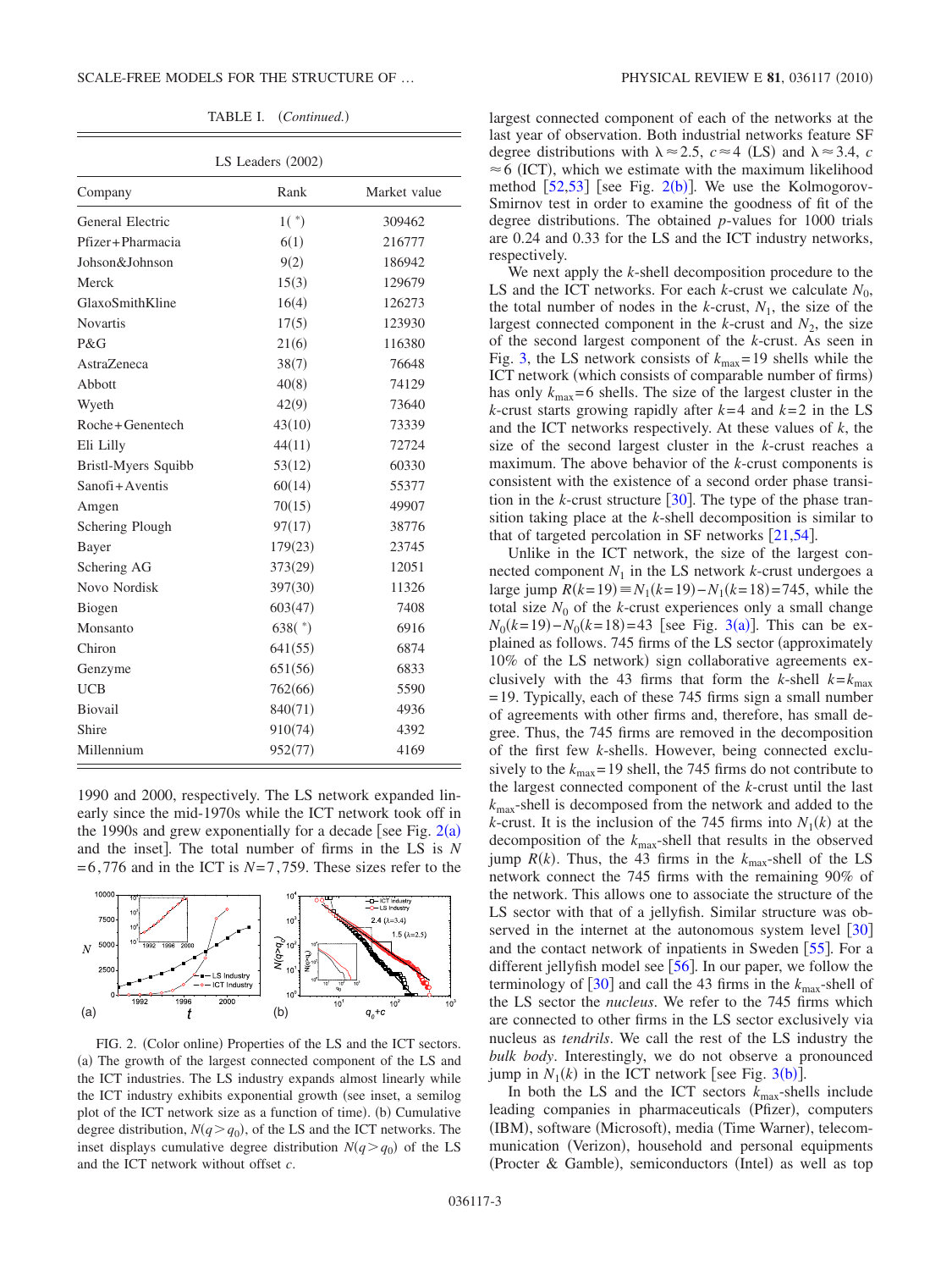TABLE I. (*Continued.*)

| LS Leaders (2002) | | |
|---|---|---|
| Company | Rank | Market value |
| General Electric | 1( * ) | 309462 |
| Pfizer+Pharmacia | 6(1) | 216777 |
| Johson&Johnson | 9(2) | 186942 |
| Merck | 15(3) | 129679 |
| GlaxoSmithKline | 16(4) | 126273 |
| Novartis | 17(5) | 123930 |
| P&G | 21(6) | 116380 |
| AstraZeneca | 38(7) | 76648 |
| Abbott | 40(8) | 74129 |
| Wyeth | 42(9) | 73640 |
| Roche+Genentech | 43(10) | 73339 |
| Eli Lilly | 44(11) | 72724 |
| Bristl-Myers Squibb | 53(12) | 60330 |
| Sanofi+Aventis | 60(14) | 55377 |
| Amgen | 70(15) | 49907 |
| Schering Plough | 97(17) | 38776 |
| Bayer | 179(23) | 23745 |
| Schering AG | 373(29) | 12051 |
| Novo Nordisk | 397(30) | 11326 |
| Biogen | 603(47) | 7408 |
| Monsanto | 638( * ) | 6916 |
| Chiron | 641(55) | 6874 |
| Genzyme | 651(56) | 6833 |
| UCB | 762(66) | 5590 |
| Biovail | 840(71) | 4936 |
| Shire | 910(74) | 4392 |
| Millennium | 952(77) | 4169 |

1990 and 2000, respectively. The LS network expanded linearly since the mid-1970s while the ICT network took off in the 1990s and grew exponentially for a decade [see Fig. 2(a) and the inset]. The total number of firms in the LS is $N=6,776$ and in the ICT is $N=7,759$. These sizes refer to the largest connected component of each of the networks at the last year of observation. Both industrial networks feature SF degree distributions with $\lambda \approx 2.5$, $c \approx 4$ (LS) and $\lambda \approx 3.4$, $c \approx 6$ (ICT), which we estimate with the maximum likelihood method [52,53] [see Fig. 2(b)]. We use the Kolmogorov-Smirnov test in order to examine the goodness of fit of the degree distributions. The obtained $p$-values for 1000 trials are 0.24 and 0.33 for the LS and the ICT industry networks, respectively.

FIG. 2. (Color online) Properties of the LS and the ICT sectors. (a) The growth of the largest connected component of the LS and the ICT industries. The LS industry expands almost linearly while the ICT industry exhibits exponential growth (see inset, a semilog plot of the ICT network size as a function of time). (b) Cumulative degree distribution, $N(q>q_0)$, of the LS and the ICT networks. The inset displays cumulative degree distribution $N(q>q_0)$ of the LS and the ICT network without offset $c$.

We next apply the $k$-shell decomposition procedure to the LS and the ICT networks. For each $k$-crust we calculate $N_0$, the total number of nodes in the $k$-crust, $N_1$, the size of the largest connected component in the $k$-crust and $N_2$, the size of the second largest component of the $k$-crust. As seen in Fig. 3, the LS network consists of $k_{max}=19$ shells while the ICT network (which consists of comparable number of firms) has only $k_{max}=6$ shells. The size of the largest cluster in the $k$-crust starts growing rapidly after $k=4$ and $k=2$ in the LS and the ICT networks respectively. At these values of $k$, the size of the second largest cluster in the $k$-crust reaches a maximum. The above behavior of the $k$-crust components is consistent with the existence of a second order phase transition in the $k$-crust structure [30]. The type of the phase transition taking place at the $k$-shell decomposition is similar to that of targeted percolation in SF networks [21,54].

Unlike in the ICT network, the size of the largest connected component $N_1$ in the LS network $k$-crust undergoes a large jump $R(k=19) \equiv N_1(k=19) - N_1(k=18) = 745$, while the total size $N_0$ of the $k$-crust experiences only a small change $N_0(k=19) - N_0(k=18) = 43$ [see Fig. 3(a)]. This can be explained as follows. 745 firms of the LS sector (approximately 10% of the LS network) sign collaborative agreements exclusively with the 43 firms that form the $k$-shell $k=k_{max}=19$. Typically, each of these 745 firms sign a small number of agreements with other firms and, therefore, has small degree. Thus, the 745 firms are removed in the decomposition of the first few $k$-shells. However, being connected exclusively to the $k_{max}=19$ shell, the 745 firms do not contribute to the largest connected component of the $k$-crust until the last $k_{max}$-shell is decomposed from the network and added to the $k$-crust. It is the inclusion of the 745 firms into $N_1(k)$ at the decomposition of the $k_{max}$-shell that results in the observed jump $R(k)$. Thus, the 43 firms in the $k_{max}$-shell of the LS network connect the 745 firms with the remaining 90% of the network. This allows one to associate the structure of the LS sector with that of a jellyfish. Similar structure was observed in the internet at the autonomous system level [30] and the contact network of inpatients in Sweden [55]. For a different jellyfish model see [56]. In our paper, we follow the terminology of [30] and call the 43 firms in the $k_{max}$-shell of the LS sector the *nucleus*. We refer to the 745 firms which are connected to other firms in the LS sector exclusively via nucleus as *tendrils*. We call the rest of the LS industry the *bulk body*. Interestingly, we do not observe a pronounced jump in $N_1(k)$ in the ICT network [see Fig. 3(b)].

In both the LS and the ICT sectors $k_{max}$-shells include leading companies in pharmaceuticals (Pfizer), computers (IBM), software (Microsoft), media (Time Warner), telecommunication (Verizon), household and personal equipments (Procter & Gamble), semiconductors (Intel) as well as top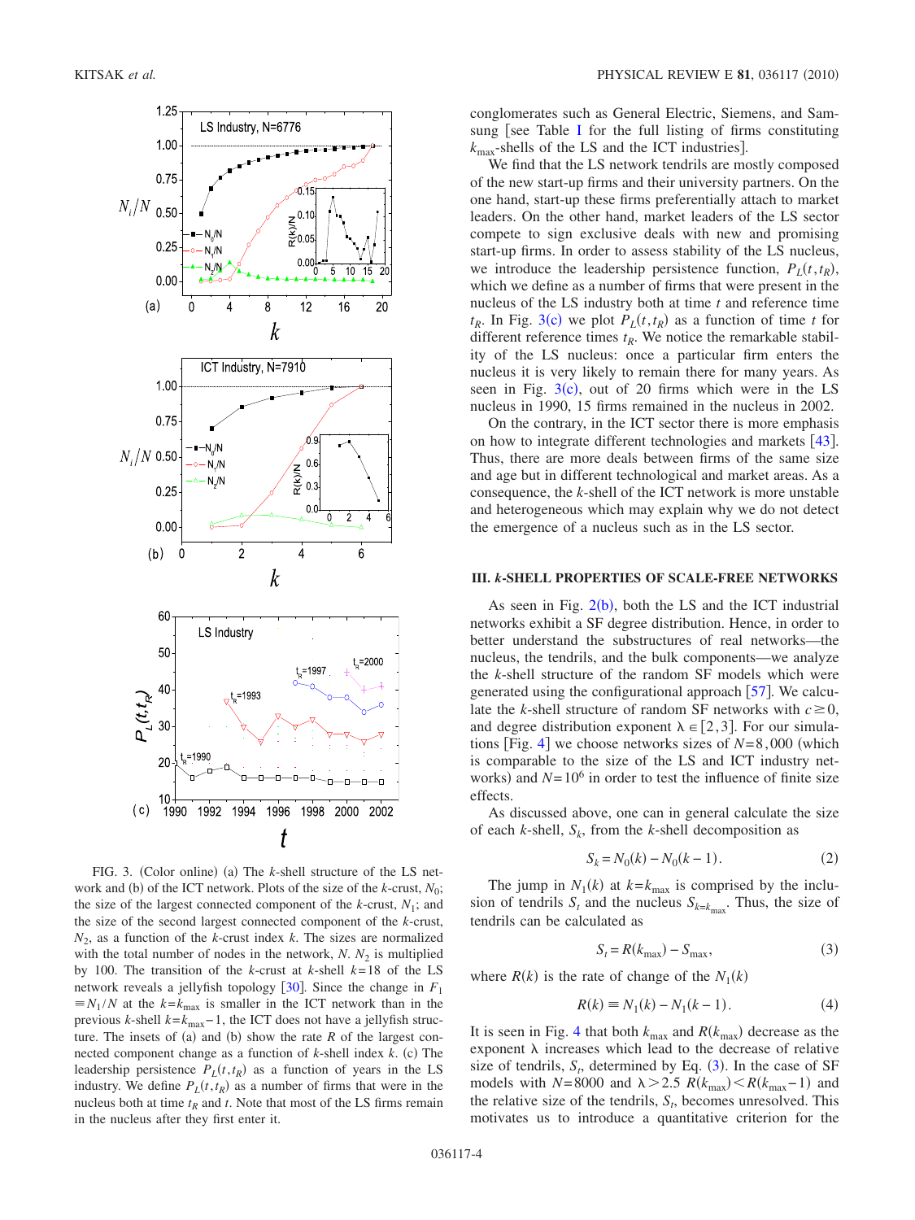FIG. 3. (Color online) (a) The $k$-shell structure of the LS network and (b) of the ICT network. Plots of the size of the $k$-crust, $N_0$; the size of the largest connected component of the $k$-crust, $N_1$; and the size of the second largest connected component of the $k$-crust, $N_2$, as a function of the $k$-crust index $k$. The sizes are normalized with the total number of nodes in the network, $N$. $N_2$ is multiplied by 100. The transition of the $k$-crust at $k$-shell $k=18$ of the LS network reveals a jellyfish topology [30]. Since the change in $F_1 \equiv N_1/N$ at the $k=k_{max}$ is smaller in the ICT network than in the previous $k$-shell $k=k_{max}-1$, the ICT does not have a jellyfish structure. The insets of (a) and (b) show the rate $R$ of the largest connected component change as a function of $k$-shell index $k$. (c) The leadership persistence $P_L(t,t_R)$ as a function of years in the LS industry. We define $P_L(t,t_R)$ as a number of firms that were in the nucleus both at time $t_R$ and $t$. Note that most of the LS firms remain in the nucleus after they first enter it.

conglomerates such as General Electric, Siemens, and Samsung [see Table I for the full listing of firms constituting $k_{max}$-shells of the LS and the ICT industries].

We find that the LS network tendrils are mostly composed of the new start-up firms and their university partners. On the one hand, start-up these firms preferentially attach to market leaders. On the other hand, market leaders of the LS sector compete to sign exclusive deals with new and promising start-up firms. In order to assess stability of the LS nucleus, we introduce the leadership persistence function, $P_L(t,t_R)$, which we define as a number of firms that were present in the nucleus of the LS industry both at time $t$ and reference time $t_R$. In Fig. 3(c) we plot $P_L(t,t_R)$ as a function of time $t$ for different reference times $t_R$. We notice the remarkable stability of the LS nucleus: once a particular firm enters the nucleus it is very likely to remain there for many years. As seen in Fig. 3(c), out of 20 firms which were in the LS nucleus in 1990, 15 firms remained in the nucleus in 2002.

On the contrary, in the ICT sector there is more emphasis on how to integrate different technologies and markets [43]. Thus, there are more deals between firms of the same size and age but in different technological and market areas. As a consequence, the $k$-shell of the ICT network is more unstable and heterogeneous which may explain why we do not detect the emergence of a nucleus such as in the LS sector.

## III. $k$-SHELL PROPERTIES OF SCALE-FREE NETWORKS

As seen in Fig. 2(b), both the LS and the ICT industrial networks exhibit a SF degree distribution. Hence, in order to better understand the substructures of real networks—the nucleus, the tendrils, and the bulk components—we analyze the $k$-shell structure of the random SF models which were generated using the configurational approach [57]. We calculate the $k$-shell structure of random SF networks with $c \geq 0$, and degree distribution exponent $\lambda \in [2,3]$. For our simulations [Fig. 4] we choose networks sizes of $N=8{,}000$ (which is comparable to the size of the LS and ICT industry networks) and $N=10^6$ in order to test the influence of finite size effects.

As discussed above, one can in general calculate the size of each $k$-shell, $S_k$, from the $k$-shell decomposition as

$$S_k = N_0(k) - N_0(k-1). \tag{2}$$

The jump in $N_1(k)$ at $k=k_{max}$ is comprised by the inclusion of tendrils $S_t$ and the nucleus $S_{k=k_{max}}$. Thus, the size of tendrils can be calculated as

$$S_t = R(k_{max}) - S_{max}, \tag{3}$$

where $R(k)$ is the rate of change of the $N_1(k)$

$$R(k) \equiv N_1(k) - N_1(k-1). \tag{4}$$

It is seen in Fig. 4 that both $k_{max}$ and $R(k_{max})$ decrease as the exponent $\lambda$ increases which lead to the decrease of relative size of tendrils, $S_t$, determined by Eq. (3). In the case of SF models with $N=8000$ and $\lambda > 2.5$ $R(k_{max}) < R(k_{max}-1)$ and the relative size of the tendrils, $S_t$, becomes unresolved. This motivates us to introduce a quantitative criterion for the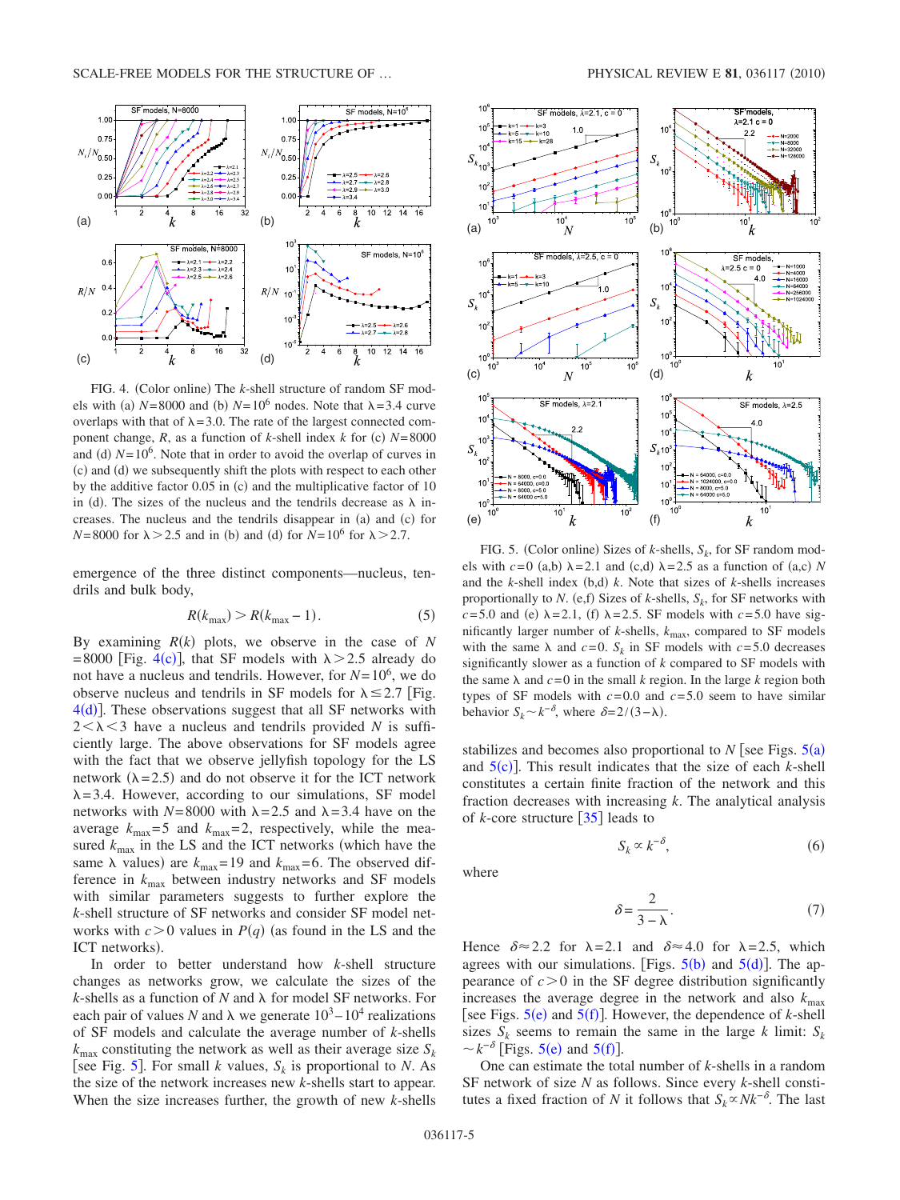FIG. 4. (Color online) The $k$-shell structure of random SF models with (a) $N=8000$ and (b) $N=10^6$ nodes. Note that $\lambda=3.4$ curve overlaps with that of $\lambda=3.0$. The rate of the largest connected component change, $R$, as a function of $k$-shell index $k$ for (c) $N=8000$ and (d) $N=10^6$. Note that in order to avoid the overlap of curves in (c) and (d) we subsequently shift the plots with respect to each other by the additive factor 0.05 in (c) and the multiplicative factor of 10 in (d). The sizes of the nucleus and the tendrils decrease as $\lambda$ increases. The nucleus and the tendrils disappear in (a) and (c) for $N=8000$ for $\lambda>2.5$ and in (b) and (d) for $N=10^6$ for $\lambda>2.7$.

emergence of the three distinct components—nucleus, tendrils and bulk body,

$$R(k_{\max}) > R(k_{\max}-1). \tag{5}$$

By examining $R(k)$ plots, we observe in the case of $N=8000$ [Fig. 4(c)], that SF models with $\lambda>2.5$ already do not have a nucleus and tendrils. However, for $N=10^6$, we do observe nucleus and tendrils in SF models for $\lambda\leq 2.7$ [Fig. 4(d)]. These observations suggest that all SF networks with $2<\lambda<3$ have a nucleus and tendrils provided $N$ is sufficiently large. The above observations for SF models agree with the fact that we observe jellyfish topology for the LS network ($\lambda=2.5$) and do not observe it for the ICT network $\lambda=3.4$. However, according to our simulations, SF model networks with $N=8000$ with $\lambda=2.5$ and $\lambda=3.4$ have on the average $k_{\max}=5$ and $k_{\max}=2$, respectively, while the measured $k_{\max}$ in the LS and the ICT networks (which have the same $\lambda$ values) are $k_{\max}=19$ and $k_{\max}=6$. The observed difference in $k_{\max}$ between industry networks and SF models with similar parameters suggests to further explore the $k$-shell structure of SF networks and consider SF model networks with $c>0$ values in $P(q)$ (as found in the LS and the ICT networks).

In order to better understand how $k$-shell structure changes as networks grow, we calculate the sizes of the $k$-shells as a function of $N$ and $\lambda$ for model SF networks. For each pair of values $N$ and $\lambda$ we generate $10^3$–$10^4$ realizations of SF models and calculate the average number of $k$-shells $k_{\max}$ constituting the network as well as their average size $S_k$ [see Fig. 5]. For small $k$ values, $S_k$ is proportional to $N$. As the size of the network increases new $k$-shells start to appear. When the size increases further, the growth of new $k$-shells

FIG. 5. (Color online) Sizes of $k$-shells, $S_k$, for SF random models with $c=0$ (a,b) $\lambda=2.1$ and (c,d) $\lambda=2.5$ as a function of (a,c) $N$ and the $k$-shell index (b,d) $k$. Note that sizes of $k$-shells increases proportionally to $N$. (e,f) Sizes of $k$-shells, $S_k$, for SF networks with $c=5.0$ and (e) $\lambda=2.1$, (f) $\lambda=2.5$. SF models with $c=5.0$ have significantly larger number of $k$-shells, $k_{\max}$, compared to SF models with the same $\lambda$ and $c=0$. $S_k$ in SF models with $c=5.0$ decreases significantly slower as a function of $k$ compared to SF models with the same $\lambda$ and $c=0$ in the small $k$ region. In the large $k$ region both types of SF models with $c=0.0$ and $c=5.0$ seem to have similar behavior $S_k\sim k^{-\delta}$, where $\delta=2/(3-\lambda)$.

stabilizes and becomes also proportional to $N$ [see Figs. 5(a) and 5(c)]. This result indicates that the size of each $k$-shell constitutes a certain finite fraction of the network and this fraction decreases with increasing $k$. The analytical analysis of $k$-core structure [35] leads to

$$S_k \propto k^{-\delta}, \tag{6}$$

where

$$\delta = \frac{2}{3-\lambda}. \tag{7}$$

Hence $\delta\approx 2.2$ for $\lambda=2.1$ and $\delta\approx 4.0$ for $\lambda=2.5$, which agrees with our simulations. [Figs. 5(b) and 5(d)]. The appearance of $c>0$ in the SF degree distribution significantly increases the average degree in the network and also $k_{\max}$ [see Figs. 5(e) and 5(f)]. However, the dependence of $k$-shell sizes $S_k$ seems to remain the same in the large $k$ limit: $S_k\sim k^{-\delta}$ [Figs. 5(e) and 5(f)].

One can estimate the total number of $k$-shells in a random SF network of size $N$ as follows. Since every $k$-shell constitutes a fixed fraction of $N$ it follows that $S_k \propto Nk^{-\delta}$. The last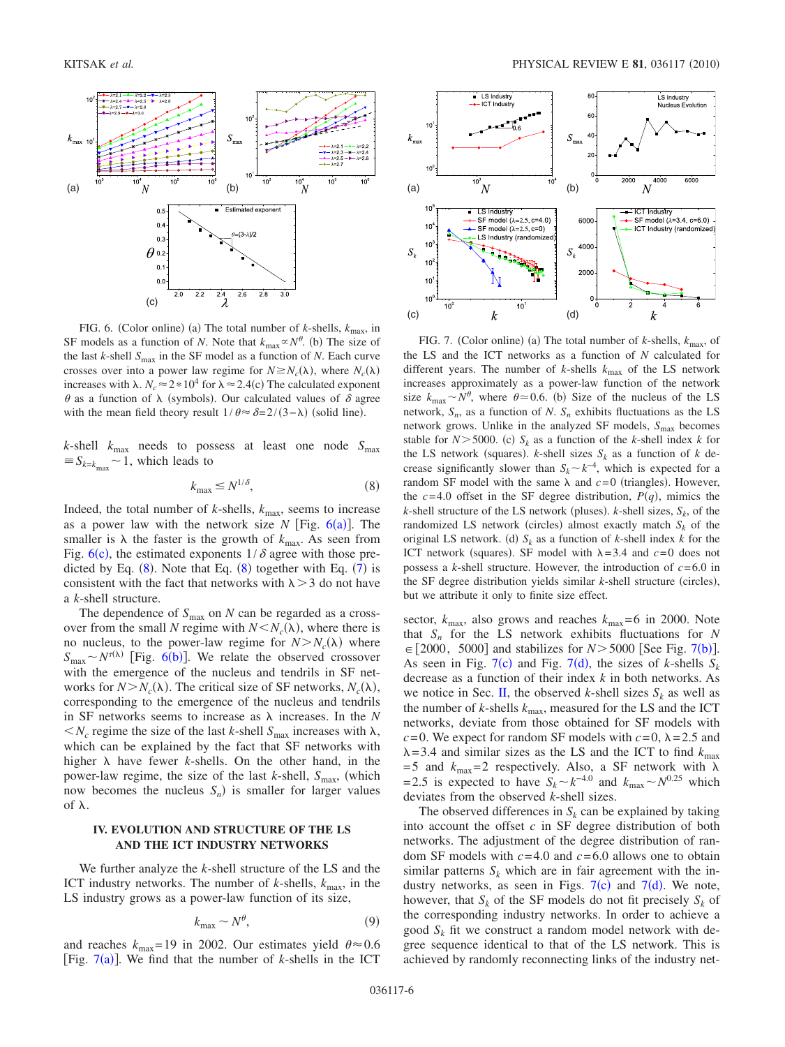FIG. 6. (Color online) (a) The total number of $k$-shells, $k_{max}$, in SF models as a function of $N$. Note that $k_{max} \propto N^{\theta}$. (b) The size of the last $k$-shell $S_{max}$ in the SF model as a function of $N$. Each curve crosses over into a power law regime for $N \geq N_c(\lambda)$, where $N_c(\lambda)$ increases with $\lambda$. $N_c \approx 2*10^4$ for $\lambda \approx 2.4$(c) The calculated exponent $\theta$ as a function of $\lambda$ (symbols). Our calculated values of $\delta$ agree with the mean field theory result $1/\theta \approx \delta = 2/(3-\lambda)$ (solid line).

$k$-shell $k_{max}$ needs to possess at least one node $S_{max} \equiv S_{k=k_{max}} \sim 1$, which leads to

$$k_{max} \leq N^{1/\delta}, \tag{8}$$

Indeed, the total number of $k$-shells, $k_{max}$, seems to increase as a power law with the network size $N$ [Fig. 6(a)]. The smaller is $\lambda$ the faster is the growth of $k_{max}$. As seen from Fig. 6(c), the estimated exponents $1/\delta$ agree with those predicted by Eq. (8). Note that Eq. (8) together with Eq. (7) is consistent with the fact that networks with $\lambda > 3$ do not have a $k$-shell structure.

The dependence of $S_{max}$ on $N$ can be regarded as a crossover from the small $N$ regime with $N < N_c(\lambda)$, where there is no nucleus, to the power-law regime for $N > N_c(\lambda)$ where $S_{max} \sim N^{\tau(\lambda)}$ [Fig. 6(b)]. We relate the observed crossover with the emergence of the nucleus and tendrils in SF networks for $N > N_c(\lambda)$. The critical size of SF networks, $N_c(\lambda)$, corresponding to the emergence of the nucleus and tendrils in SF networks seems to increase as $\lambda$ increases. In the $N < N_c$ regime the size of the last $k$-shell $S_{max}$ increases with $\lambda$, which can be explained by the fact that SF networks with higher $\lambda$ have fewer $k$-shells. On the other hand, in the power-law regime, the size of the last $k$-shell, $S_{max}$, (which now becomes the nucleus $S_n$) is smaller for larger values of $\lambda$.

## IV. EVOLUTION AND STRUCTURE OF THE LS AND THE ICT INDUSTRY NETWORKS

We further analyze the $k$-shell structure of the LS and the ICT industry networks. The number of $k$-shells, $k_{max}$, in the LS industry grows as a power-law function of its size,

$$k_{max} \sim N^{\theta}, \tag{9}$$

and reaches $k_{max}=19$ in 2002. Our estimates yield $\theta \approx 0.6$ [Fig. 7(a)]. We find that the number of $k$-shells in the ICT sector, $k_{max}$, also grows and reaches $k_{max}=6$ in 2000. Note that $S_n$ for the LS network exhibits fluctuations for $N \in [2000, 5000]$ and stabilizes for $N > 5000$ [See Fig. 7(b)]. As seen in Fig. 7(c) and Fig. 7(d), the sizes of $k$-shells $S_k$ decrease as a function of their index $k$ in both networks. As we notice in Sec. II, the observed $k$-shell sizes $S_k$ as well as the number of $k$-shells $k_{max}$, measured for the LS and the ICT networks, deviate from those obtained for SF models with $c=0$. We expect for random SF models with $c=0$, $\lambda=2.5$ and $\lambda=3.4$ and similar sizes as the LS and the ICT to find $k_{max}=5$ and $k_{max}=2$ respectively. Also, a SF network with $\lambda=2.5$ is expected to have $S_k \sim k^{-4.0}$ and $k_{max} \sim N^{0.25}$ which deviates from the observed $k$-shell sizes.

The observed differences in $S_k$ can be explained by taking into account the offset $c$ in SF degree distribution of both networks. The adjustment of the degree distribution of random SF models with $c=4.0$ and $c=6.0$ allows one to obtain similar patterns $S_k$ which are in fair agreement with the industry networks, as seen in Figs. 7(c) and 7(d). We note, however, that $S_k$ of the SF models do not fit precisely $S_k$ of the corresponding industry networks. In order to achieve a good $S_k$ fit we construct a random model network with degree sequence identical to that of the LS network. This is achieved by randomly reconnecting links of the industry net-

FIG. 7. (Color online) (a) The total number of $k$-shells, $k_{max}$, of the LS and the ICT networks as a function of $N$ calculated for different years. The number of $k$-shells $k_{max}$ of the LS network increases approximately as a power-law function of the network size $k_{max} \sim N^{\theta}$, where $\theta \simeq 0.6$. (b) Size of the nucleus of the LS network, $S_n$, as a function of $N$. $S_n$ exhibits fluctuations as the LS network grows. Unlike in the analyzed SF models, $S_{max}$ becomes stable for $N > 5000$. (c) $S_k$ as a function of the $k$-shell index $k$ for the LS network (squares). $k$-shell sizes $S_k$ as a function of $k$ decrease significantly slower than $S_k \sim k^{-4}$, which is expected for a random SF model with the same $\lambda$ and $c=0$ (triangles). However, the $c=4.0$ offset in the SF degree distribution, $P(q)$, mimics the $k$-shell structure of the LS network (pluses). $k$-shell sizes, $S_k$, of the randomized LS network (circles) almost exactly match $S_k$ of the original LS network. (d) $S_k$ as a function of $k$-shell index $k$ for the ICT network (squares). SF model with $\lambda=3.4$ and $c=0$ does not possess a $k$-shell structure. However, the introduction of $c=6.0$ in the SF degree distribution yields similar $k$-shell structure (circles), but we attribute it only to finite size effect.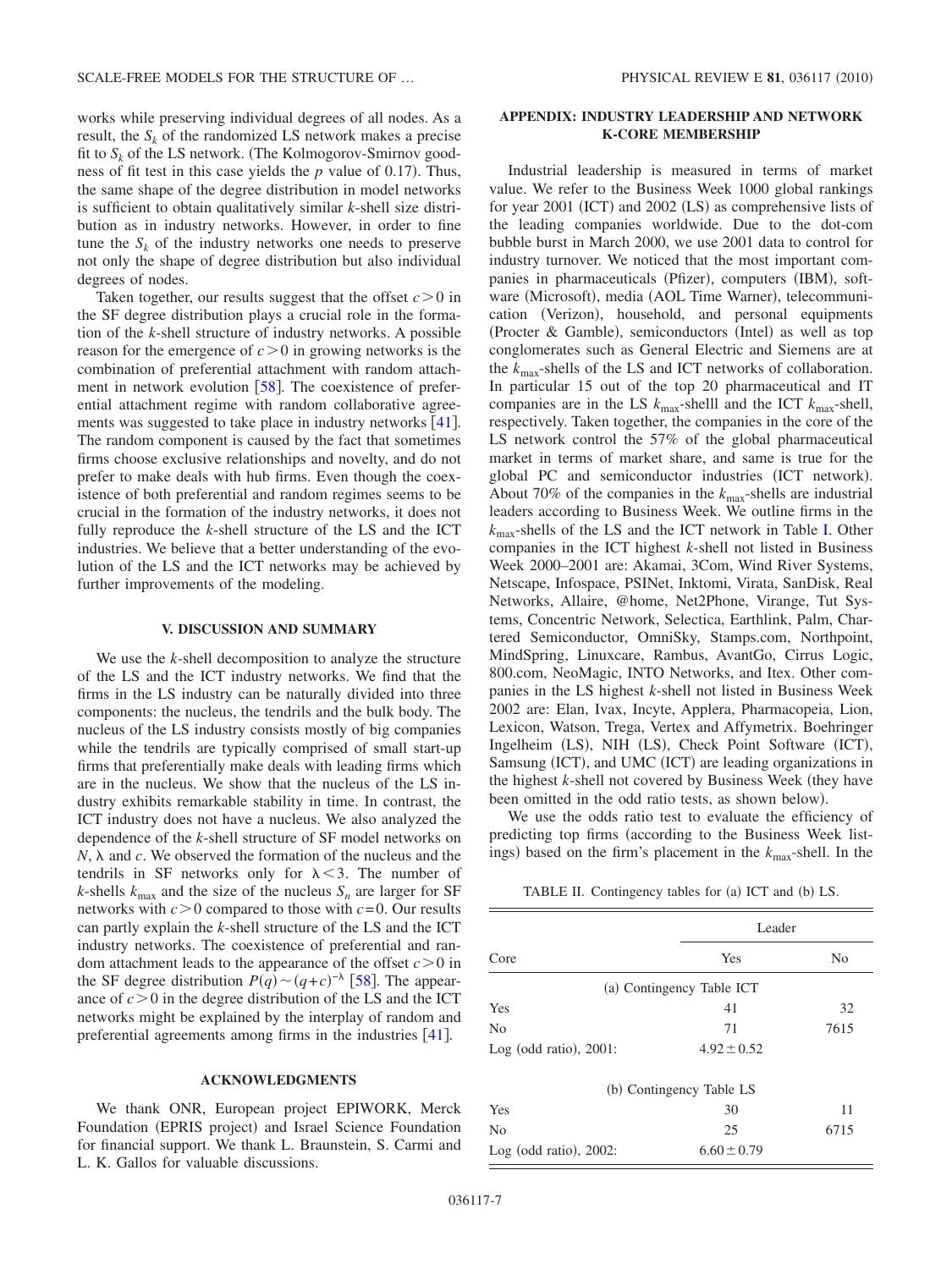works while preserving individual degrees of all nodes. As a result, the $S_k$ of the randomized LS network makes a precise fit to $S_k$ of the LS network. (The Kolmogorov-Smirnov goodness of fit test in this case yields the $p$ value of 0.17). Thus, the same shape of the degree distribution in model networks is sufficient to obtain qualitatively similar $k$-shell size distribution as in industry networks. However, in order to fine tune the $S_k$ of the industry networks one needs to preserve not only the shape of degree distribution but also individual degrees of nodes.

Taken together, our results suggest that the offset $c>0$ in the SF degree distribution plays a crucial role in the formation of the $k$-shell structure of industry networks. A possible reason for the emergence of $c>0$ in growing networks is the combination of preferential attachment with random attachment in network evolution [58]. The coexistence of preferential attachment regime with random collaborative agreements was suggested to take place in industry networks [41]. The random component is caused by the fact that sometimes firms choose exclusive relationships and novelty, and do not prefer to make deals with hub firms. Even though the coexistence of both preferential and random regimes seems to be crucial in the formation of the industry networks, it does not fully reproduce the $k$-shell structure of the LS and the ICT industries. We believe that a better understanding of the evolution of the LS and the ICT networks may be achieved by further improvements of the modeling.

## V. DISCUSSION AND SUMMARY

We use the $k$-shell decomposition to analyze the structure of the LS and the ICT industry networks. We find that the firms in the LS industry can be naturally divided into three components: the nucleus, the tendrils and the bulk body. The nucleus of the LS industry consists mostly of big companies while the tendrils are typically comprised of small start-up firms that preferentially make deals with leading firms which are in the nucleus. We show that the nucleus of the LS industry exhibits remarkable stability in time. In contrast, the ICT industry does not have a nucleus. We also analyzed the dependence of the $k$-shell structure of SF model networks on $N$, $\lambda$ and $c$. We observed the formation of the nucleus and the tendrils in SF networks only for $\lambda<3$. The number of $k$-shells $k_{max}$ and the size of the nucleus $S_n$ are larger for SF networks with $c>0$ compared to those with $c=0$. Our results can partly explain the $k$-shell structure of the LS and the ICT industry networks. The coexistence of preferential and random attachment leads to the appearance of the offset $c>0$ in the SF degree distribution $P(q)\sim(q+c)^{-\lambda}$ [58]. The appearance of $c>0$ in the degree distribution of the LS and the ICT networks might be explained by the interplay of random and preferential agreements among firms in the industries [41].

## ACKNOWLEDGMENTS

We thank ONR, European project EPIWORK, Merck Foundation (EPRIS project) and Israel Science Foundation for financial support. We thank L. Braunstein, S. Carmi and L. K. Gallos for valuable discussions.

## APPENDIX: INDUSTRY LEADERSHIP AND NETWORK K-CORE MEMBERSHIP

Industrial leadership is measured in terms of market value. We refer to the Business Week 1000 global rankings for year 2001 (ICT) and 2002 (LS) as comprehensive lists of the leading companies worldwide. Due to the dot-com bubble burst in March 2000, we use 2001 data to control for industry turnover. We noticed that the most important companies in pharmaceuticals (Pfizer), computers (IBM), software (Microsoft), media (AOL Time Warner), telecommunication (Verizon), household, and personal equipments (Procter & Gamble), semiconductors (Intel) as well as top conglomerates such as General Electric and Siemens are at the $k_{max}$-shells of the LS and ICT networks of collaboration. In particular 15 out of the top 20 pharmaceutical and IT companies are in the LS $k_{max}$-shelll and the ICT $k_{max}$-shell, respectively. Taken together, the companies in the core of the LS network control the 57% of the global pharmaceutical market in terms of market share, and same is true for the global PC and semiconductor industries (ICT network). About 70% of the companies in the $k_{max}$-shells are industrial leaders according to Business Week. We outline firms in the $k_{max}$-shells of the LS and the ICT network in Table I. Other companies in the ICT highest $k$-shell not listed in Business Week 2000–2001 are: Akamai, 3Com, Wind River Systems, Netscape, Infospace, PSINet, Inktomi, Virata, SanDisk, Real Networks, Allaire, @home, Net2Phone, Virange, Tut Systems, Concentric Network, Selectica, Earthlink, Palm, Chartered Semiconductor, OmniSky, Stamps.com, Northpoint, MindSpring, Linuxcare, Rambus, AvantGo, Cirrus Logic, 800.com, NeoMagic, INTO Networks, and Itex. Other companies in the LS highest $k$-shell not listed in Business Week 2002 are: Elan, Ivax, Incyte, Applera, Pharmacopeia, Lion, Lexicon, Watson, Trega, Vertex and Affymetrix. Boehringer Ingelheim (LS), NIH (LS), Check Point Software (ICT), Samsung (ICT), and UMC (ICT) are leading organizations in the highest $k$-shell not covered by Business Week (they have been omitted in the odd ratio tests, as shown below).

We use the odds ratio test to evaluate the efficiency of predicting top firms (according to the Business Week listings) based on the firm's placement in the $k_{max}$-shell. In the

TABLE II. Contingency tables for (a) ICT and (b) LS.

| | Leader | |
|---|---|---|
| Core | Yes | No |
| (a) Contingency Table ICT | | |
| Yes | 41 | 32 |
| No | 71 | 7615 |
| Log (odd ratio), 2001: | $4.92\pm0.52$ | |
| (b) Contingency Table LS | | |
| Yes | 30 | 11 |
| No | 25 | 6715 |
| Log (odd ratio), 2002: | $6.60\pm0.79$ | |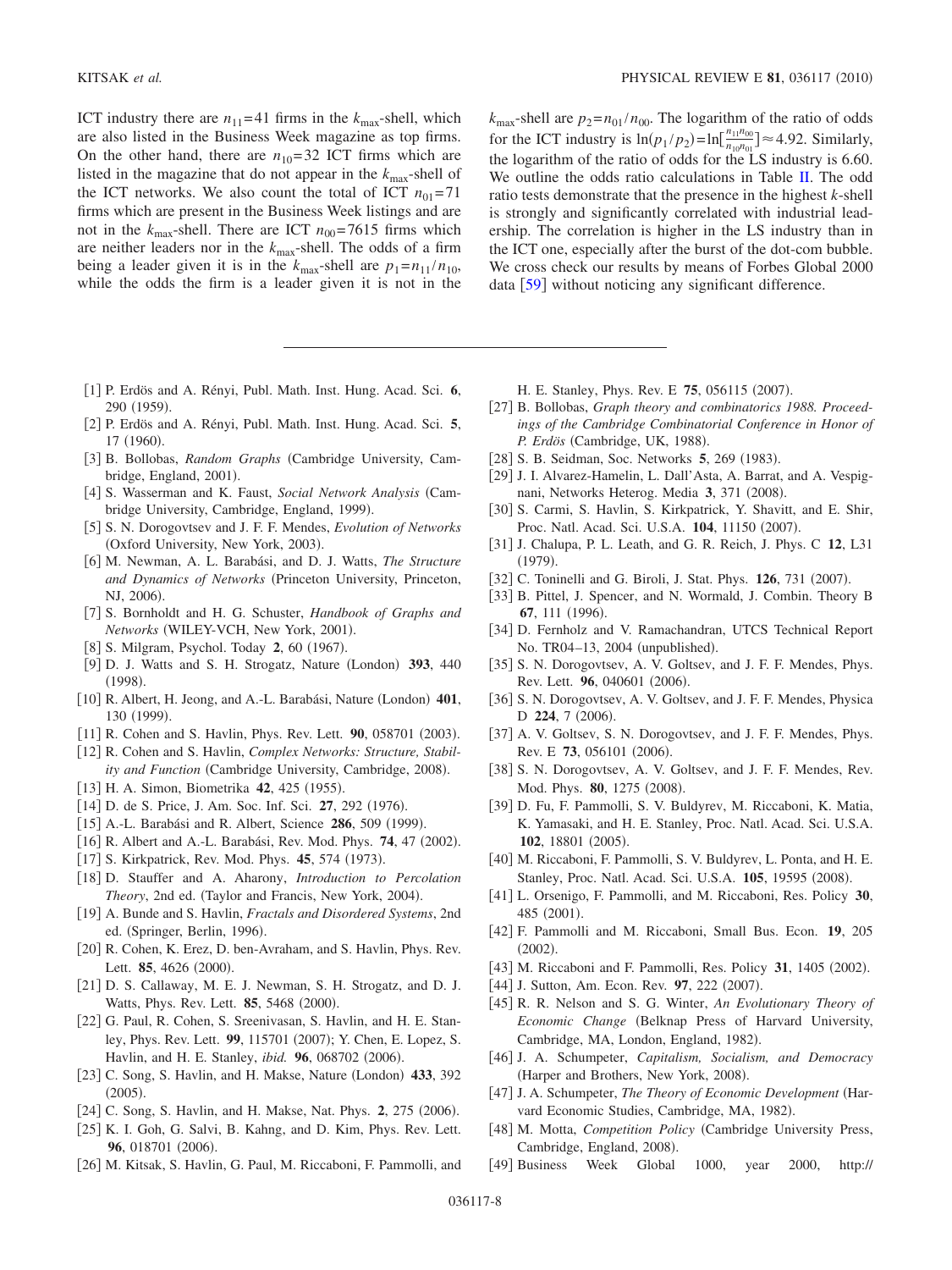ICT industry there are $n_{11}=41$ firms in the $k_{max}$-shell, which are also listed in the Business Week magazine as top firms. On the other hand, there are $n_{10}=32$ ICT firms which are listed in the magazine that do not appear in the $k_{max}$-shell of the ICT networks. We also count the total of ICT $n_{01}=71$ firms which are present in the Business Week listings and are not in the $k_{max}$-shell. There are ICT $n_{00}=7615$ firms which are neither leaders nor in the $k_{max}$-shell. The odds of a firm being a leader given it is in the $k_{max}$-shell are $p_1=n_{11}/n_{10}$, while the odds the firm is a leader given it is not in the $k_{max}$-shell are $p_2=n_{01}/n_{00}$. The logarithm of the ratio of odds for the ICT industry is $\ln(p_1/p_2)=\ln[\frac{n_{11}n_{00}}{n_{10}n_{01}}]\approx 4.92$. Similarly, the logarithm of the ratio of odds for the LS industry is 6.60. We outline the odds ratio calculations in Table II. The odd ratio tests demonstrate that the presence in the highest $k$-shell is strongly and significantly correlated with industrial leadership. The correlation is higher in the LS industry than in the ICT one, especially after the burst of the dot-com bubble. We cross check our results by means of Forbes Global 2000 data [59] without noticing any significant difference.

---

[1] P. Erdös and A. Rényi, Publ. Math. Inst. Hung. Acad. Sci. **6**, 290 (1959).

[2] P. Erdös and A. Rényi, Publ. Math. Inst. Hung. Acad. Sci. **5**, 17 (1960).

[3] B. Bollobas, *Random Graphs* (Cambridge University, Cambridge, England, 2001).

[4] S. Wasserman and K. Faust, *Social Network Analysis* (Cambridge University, Cambridge, England, 1999).

[5] S. N. Dorogovtsev and J. F. F. Mendes, *Evolution of Networks* (Oxford University, New York, 2003).

[6] M. Newman, A. L. Barabási, and D. J. Watts, *The Structure and Dynamics of Networks* (Princeton University, Princeton, NJ, 2006).

[7] S. Bornholdt and H. G. Schuster, *Handbook of Graphs and Networks* (WILEY-VCH, New York, 2001).

[8] S. Milgram, Psychol. Today **2**, 60 (1967).

[9] D. J. Watts and S. H. Strogatz, Nature (London) **393**, 440 (1998).

[10] R. Albert, H. Jeong, and A.-L. Barabási, Nature (London) **401**, 130 (1999).

[11] R. Cohen and S. Havlin, Phys. Rev. Lett. **90**, 058701 (2003).

[12] R. Cohen and S. Havlin, *Complex Networks: Structure, Stability and Function* (Cambridge University, Cambridge, 2008).

[13] H. A. Simon, Biometrika **42**, 425 (1955).

[14] D. de S. Price, J. Am. Soc. Inf. Sci. **27**, 292 (1976).

[15] A.-L. Barabási and R. Albert, Science **286**, 509 (1999).

[16] R. Albert and A.-L. Barabási, Rev. Mod. Phys. **74**, 47 (2002).

[17] S. Kirkpatrick, Rev. Mod. Phys. **45**, 574 (1973).

[18] D. Stauffer and A. Aharony, *Introduction to Percolation Theory*, 2nd ed. (Taylor and Francis, New York, 2004).

[19] A. Bunde and S. Havlin, *Fractals and Disordered Systems*, 2nd ed. (Springer, Berlin, 1996).

[20] R. Cohen, K. Erez, D. ben-Avraham, and S. Havlin, Phys. Rev. Lett. **85**, 4626 (2000).

[21] D. S. Callaway, M. E. J. Newman, S. H. Strogatz, and D. J. Watts, Phys. Rev. Lett. **85**, 5468 (2000).

[22] G. Paul, R. Cohen, S. Sreenivasan, S. Havlin, and H. E. Stanley, Phys. Rev. Lett. **99**, 115701 (2007); Y. Chen, E. Lopez, S. Havlin, and H. E. Stanley, *ibid.* **96**, 068702 (2006).

[23] C. Song, S. Havlin, and H. Makse, Nature (London) **433**, 392 (2005).

[24] C. Song, S. Havlin, and H. Makse, Nat. Phys. **2**, 275 (2006).

[25] K. I. Goh, G. Salvi, B. Kahng, and D. Kim, Phys. Rev. Lett. **96**, 018701 (2006).

[26] M. Kitsak, S. Havlin, G. Paul, M. Riccaboni, F. Pammolli, and H. E. Stanley, Phys. Rev. E **75**, 056115 (2007).

[27] B. Bollobas, *Graph theory and combinatorics 1988. Proceedings of the Cambridge Combinatorial Conference in Honor of P. Erdös* (Cambridge, UK, 1988).

[28] S. B. Seidman, Soc. Networks **5**, 269 (1983).

[29] J. I. Alvarez-Hamelin, L. Dall'Asta, A. Barrat, and A. Vespignani, Networks Heterog. Media **3**, 371 (2008).

[30] S. Carmi, S. Havlin, S. Kirkpatrick, Y. Shavitt, and E. Shir, Proc. Natl. Acad. Sci. U.S.A. **104**, 11150 (2007).

[31] J. Chalupa, P. L. Leath, and G. R. Reich, J. Phys. C **12**, L31 (1979).

[32] C. Toninelli and G. Biroli, J. Stat. Phys. **126**, 731 (2007).

[33] B. Pittel, J. Spencer, and N. Wormald, J. Combin. Theory B **67**, 111 (1996).

[34] D. Fernholz and V. Ramachandran, UTCS Technical Report No. TR04–13, 2004 (unpublished).

[35] S. N. Dorogovtsev, A. V. Goltsev, and J. F. F. Mendes, Phys. Rev. Lett. **96**, 040601 (2006).

[36] S. N. Dorogovtsev, A. V. Goltsev, and J. F. F. Mendes, Physica D **224**, 7 (2006).

[37] A. V. Goltsev, S. N. Dorogovtsev, and J. F. F. Mendes, Phys. Rev. E **73**, 056101 (2006).

[38] S. N. Dorogovtsev, A. V. Goltsev, and J. F. F. Mendes, Rev. Mod. Phys. **80**, 1275 (2008).

[39] D. Fu, F. Pammolli, S. V. Buldyrev, M. Riccaboni, K. Matia, K. Yamasaki, and H. E. Stanley, Proc. Natl. Acad. Sci. U.S.A. **102**, 18801 (2005).

[40] M. Riccaboni, F. Pammolli, S. V. Buldyrev, L. Ponta, and H. E. Stanley, Proc. Natl. Acad. Sci. U.S.A. **105**, 19595 (2008).

[41] L. Orsenigo, F. Pammolli, and M. Riccaboni, Res. Policy **30**, 485 (2001).

[42] F. Pammolli and M. Riccaboni, Small Bus. Econ. **19**, 205 (2002).

[43] M. Riccaboni and F. Pammolli, Res. Policy **31**, 1405 (2002).

[44] J. Sutton, Am. Econ. Rev. **97**, 222 (2007).

[45] R. R. Nelson and S. G. Winter, *An Evolutionary Theory of Economic Change* (Belknap Press of Harvard University, Cambridge, MA, London, England, 1982).

[46] J. A. Schumpeter, *Capitalism, Socialism, and Democracy* (Harper and Brothers, New York, 2008).

[47] J. A. Schumpeter, *The Theory of Economic Development* (Harvard Economic Studies, Cambridge, MA, 1982).

[48] M. Motta, *Competition Policy* (Cambridge University Press, Cambridge, England, 2008).

[49] Business Week Global 1000, year 2000, http://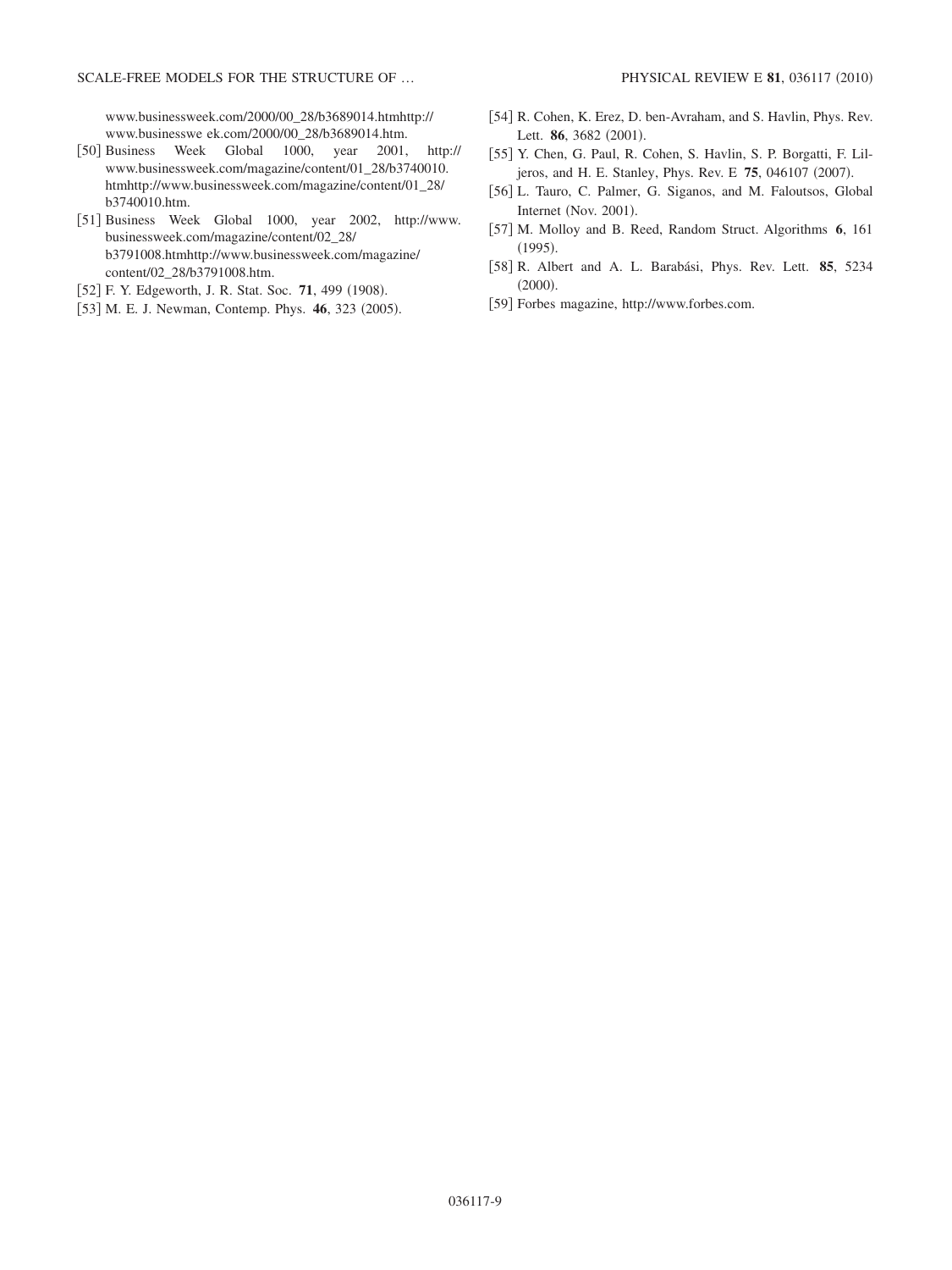www.businessweek.com/2000/00_28/b3689014.htmhttp://www.businesswe ek.com/2000/00_28/b3689014.htm.

[50] Business Week Global 1000, year 2001, http://www.businessweek.com/magazine/content/01_28/b3740010.htmhttp://www.businessweek.com/magazine/content/01_28/b3740010.htm.

[51] Business Week Global 1000, year 2002, http://www.businessweek.com/magazine/content/02_28/b3791008.htmhttp://www.businessweek.com/magazine/content/02_28/b3791008.htm.

[52] F. Y. Edgeworth, J. R. Stat. Soc. **71**, 499 (1908).

[53] M. E. J. Newman, Contemp. Phys. **46**, 323 (2005).

[54] R. Cohen, K. Erez, D. ben-Avraham, and S. Havlin, Phys. Rev. Lett. **86**, 3682 (2001).

[55] Y. Chen, G. Paul, R. Cohen, S. Havlin, S. P. Borgatti, F. Liljeros, and H. E. Stanley, Phys. Rev. E **75**, 046107 (2007).

[56] L. Tauro, C. Palmer, G. Siganos, and M. Faloutsos, Global Internet (Nov. 2001).

[57] M. Molloy and B. Reed, Random Struct. Algorithms **6**, 161 (1995).

[58] R. Albert and A. L. Barabási, Phys. Rev. Lett. **85**, 5234 (2000).

[59] Forbes magazine, http://www.forbes.com.